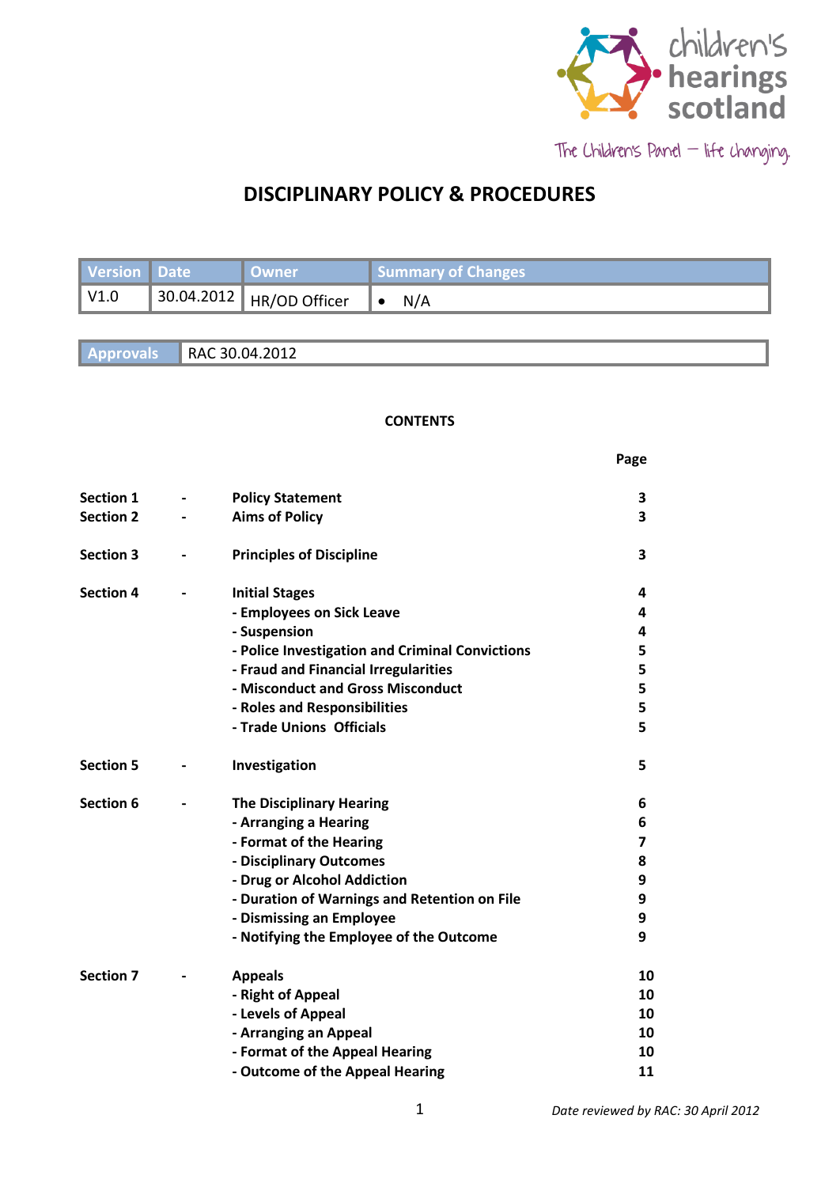children's hearings scotland

The Children's Panel – life changing

# DISCIPLINARY POLICY & PROCEDURES

| Version | Date | Owner | Summary of Changes |
|---|---|---|---|
| V1.0 | 30.04.2012 | HR/OD Officer | • N/A |

| Approvals | RAC 30.04.2012 |
|---|---|

## CONTENTS

| | | | Page |
|---|---|---|---|
| **Section 1** | - | **Policy Statement** | **3** |
| **Section 2** | - | **Aims of Policy** | **3** |
| **Section 3** | - | **Principles of Discipline** | **3** |
| **Section 4** | - | **Initial Stages** | **4** |
| | | **- Employees on Sick Leave** | **4** |
| | | **- Suspension** | **4** |
| | | **- Police Investigation and Criminal Convictions** | **5** |
| | | **- Fraud and Financial Irregularities** | **5** |
| | | **- Misconduct and Gross Misconduct** | **5** |
| | | **- Roles and Responsibilities** | **5** |
| | | **- Trade Unions Officials** | **5** |
| **Section 5** | - | **Investigation** | **5** |
| **Section 6** | - | **The Disciplinary Hearing** | **6** |
| | | **- Arranging a Hearing** | **6** |
| | | **- Format of the Hearing** | **7** |
| | | **- Disciplinary Outcomes** | **8** |
| | | **- Drug or Alcohol Addiction** | **9** |
| | | **- Duration of Warnings and Retention on File** | **9** |
| | | **- Dismissing an Employee** | **9** |
| | | **- Notifying the Employee of the Outcome** | **9** |
| **Section 7** | - | **Appeals** | **10** |
| | | **- Right of Appeal** | **10** |
| | | **- Levels of Appeal** | **10** |
| | | **- Arranging an Appeal** | **10** |
| | | **- Format of the Appeal Hearing** | **10** |
| | | **- Outcome of the Appeal Hearing** | **11** |

*Date reviewed by RAC: 30 April 2012*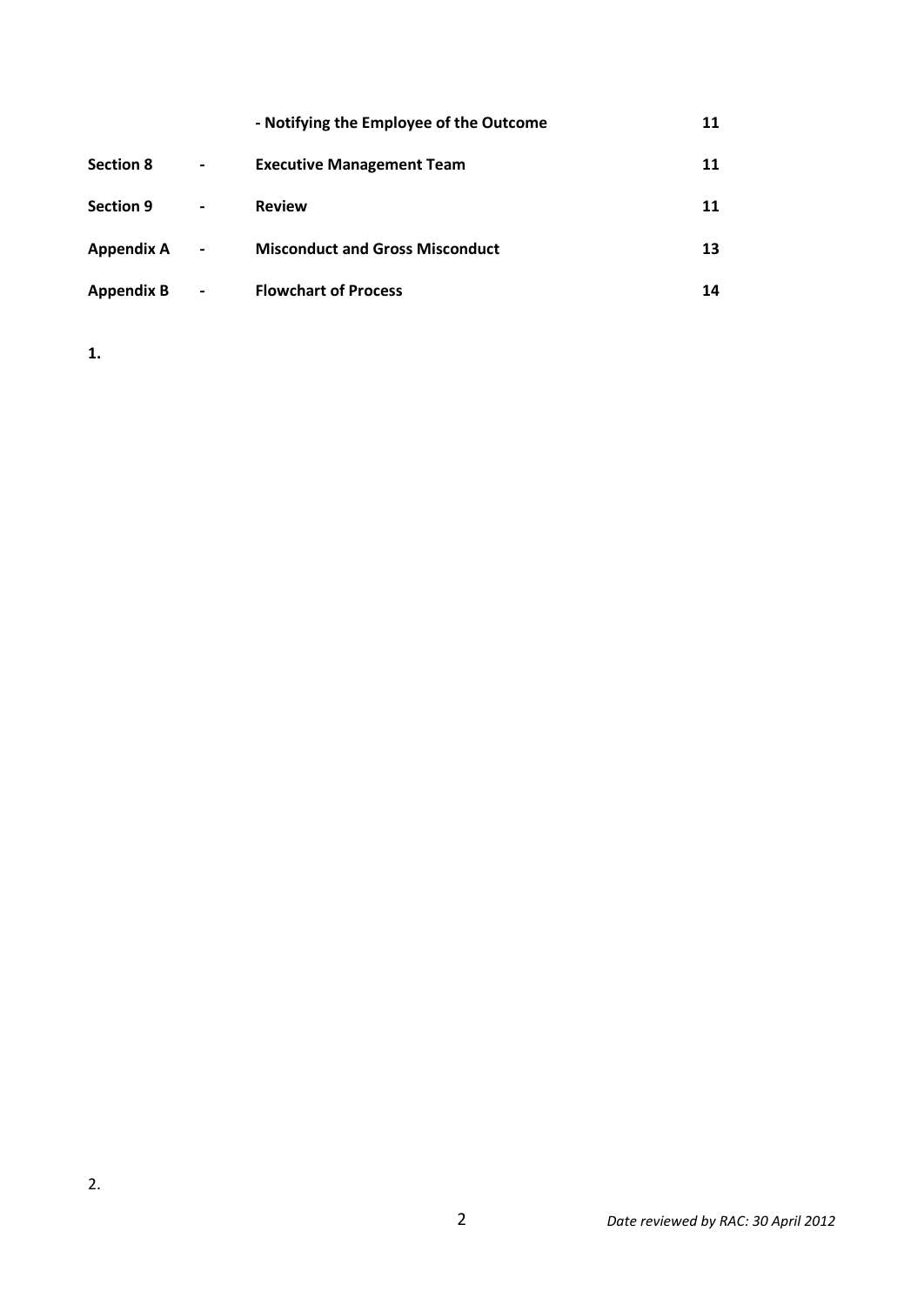| | | | |
|---|---|---|---|
| | | **- Notifying the Employee of the Outcome** | **11** |
| **Section 8** | **-** | **Executive Management Team** | **11** |
| **Section 9** | **-** | **Review** | **11** |
| **Appendix A** | **-** | **Misconduct and Gross Misconduct** | **13** |
| **Appendix B** | **-** | **Flowchart of Process** | **14** |

**1.**

2.

*Date reviewed by RAC: 30 April 2012*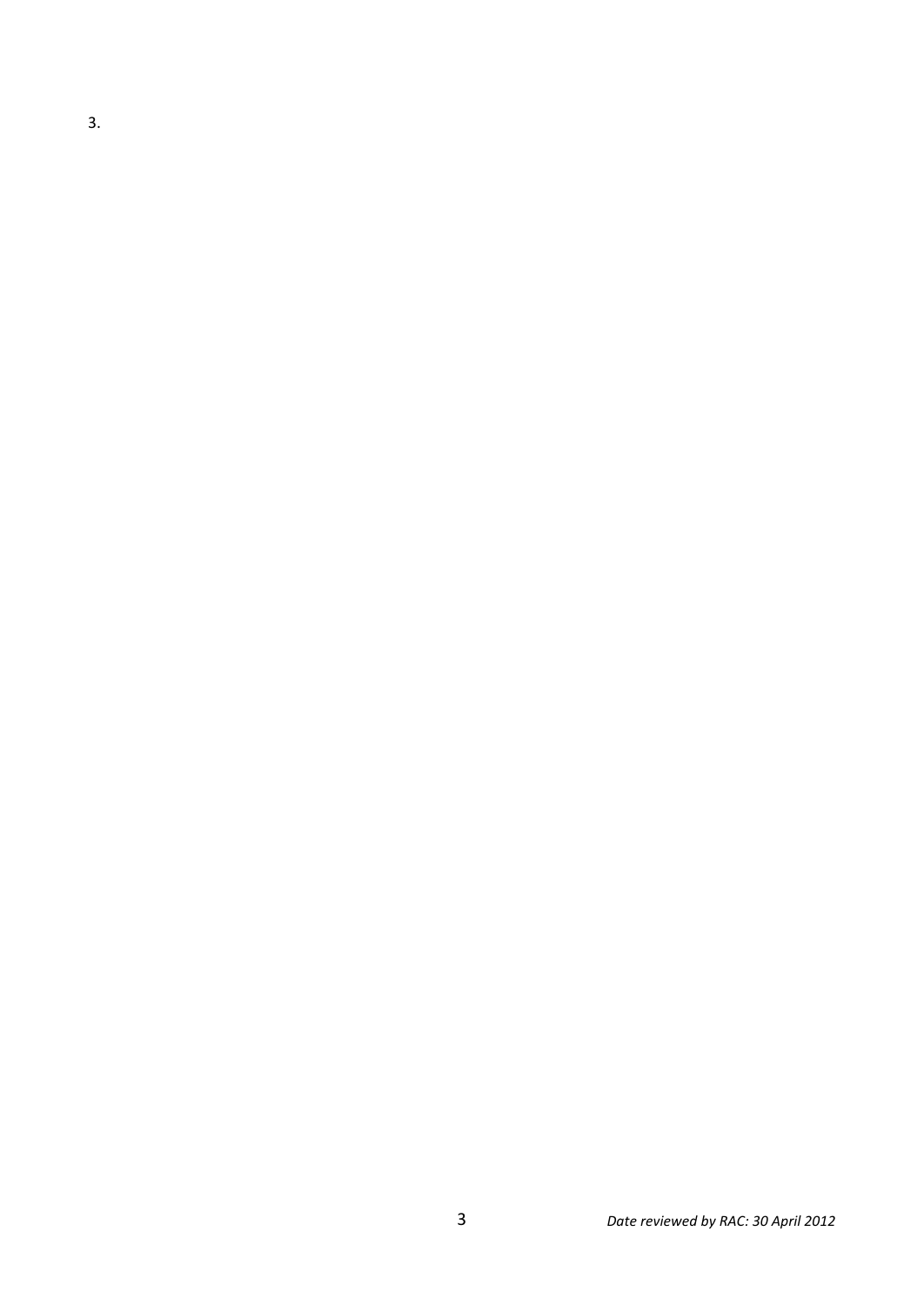3.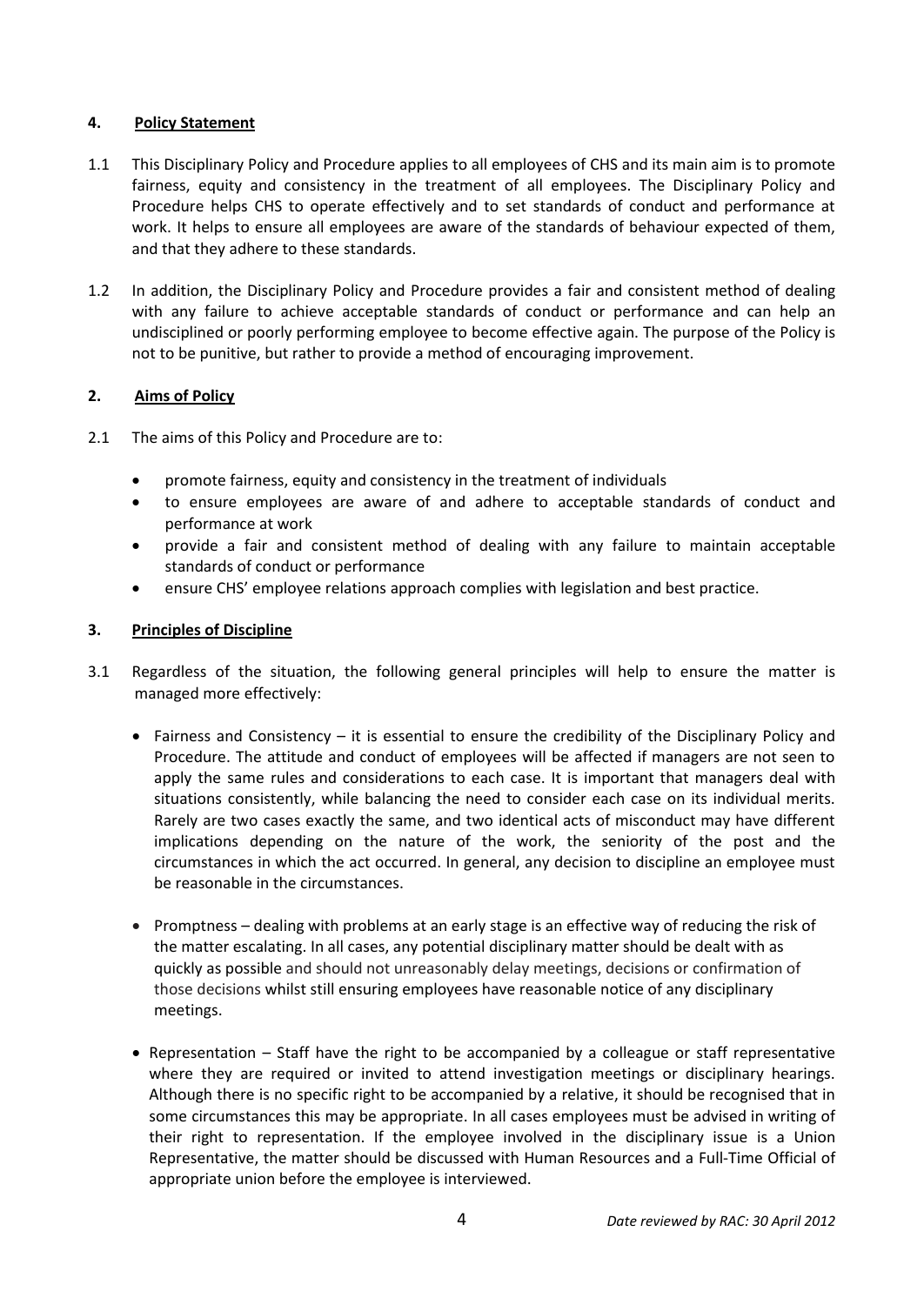## 4. Policy Statement

1.1 This Disciplinary Policy and Procedure applies to all employees of CHS and its main aim is to promote fairness, equity and consistency in the treatment of all employees. The Disciplinary Policy and Procedure helps CHS to operate effectively and to set standards of conduct and performance at work. It helps to ensure all employees are aware of the standards of behaviour expected of them, and that they adhere to these standards.

1.2 In addition, the Disciplinary Policy and Procedure provides a fair and consistent method of dealing with any failure to achieve acceptable standards of conduct or performance and can help an undisciplined or poorly performing employee to become effective again. The purpose of the Policy is not to be punitive, but rather to provide a method of encouraging improvement.

## 2. Aims of Policy

2.1 The aims of this Policy and Procedure are to:

- promote fairness, equity and consistency in the treatment of individuals
- to ensure employees are aware of and adhere to acceptable standards of conduct and performance at work
- provide a fair and consistent method of dealing with any failure to maintain acceptable standards of conduct or performance
- ensure CHS' employee relations approach complies with legislation and best practice.

## 3. Principles of Discipline

3.1 Regardless of the situation, the following general principles will help to ensure the matter is managed more effectively:

- Fairness and Consistency – it is essential to ensure the credibility of the Disciplinary Policy and Procedure. The attitude and conduct of employees will be affected if managers are not seen to apply the same rules and considerations to each case. It is important that managers deal with situations consistently, while balancing the need to consider each case on its individual merits. Rarely are two cases exactly the same, and two identical acts of misconduct may have different implications depending on the nature of the work, the seniority of the post and the circumstances in which the act occurred. In general, any decision to discipline an employee must be reasonable in the circumstances.

- Promptness – dealing with problems at an early stage is an effective way of reducing the risk of the matter escalating. In all cases, any potential disciplinary matter should be dealt with as quickly as possible and should not unreasonably delay meetings, decisions or confirmation of those decisions whilst still ensuring employees have reasonable notice of any disciplinary meetings.

- Representation – Staff have the right to be accompanied by a colleague or staff representative where they are required or invited to attend investigation meetings or disciplinary hearings. Although there is no specific right to be accompanied by a relative, it should be recognised that in some circumstances this may be appropriate. In all cases employees must be advised in writing of their right to representation. If the employee involved in the disciplinary issue is a Union Representative, the matter should be discussed with Human Resources and a Full-Time Official of appropriate union before the employee is interviewed.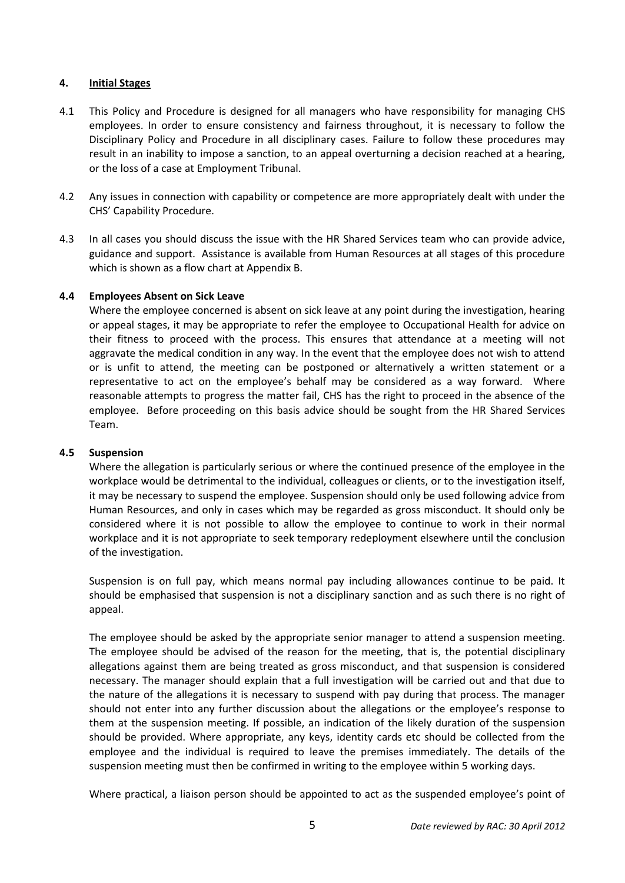## 4. Initial Stages

4.1 This Policy and Procedure is designed for all managers who have responsibility for managing CHS employees. In order to ensure consistency and fairness throughout, it is necessary to follow the Disciplinary Policy and Procedure in all disciplinary cases. Failure to follow these procedures may result in an inability to impose a sanction, to an appeal overturning a decision reached at a hearing, or the loss of a case at Employment Tribunal.

4.2 Any issues in connection with capability or competence are more appropriately dealt with under the CHS' Capability Procedure.

4.3 In all cases you should discuss the issue with the HR Shared Services team who can provide advice, guidance and support. Assistance is available from Human Resources at all stages of this procedure which is shown as a flow chart at Appendix B.

### 4.4 Employees Absent on Sick Leave

Where the employee concerned is absent on sick leave at any point during the investigation, hearing or appeal stages, it may be appropriate to refer the employee to Occupational Health for advice on their fitness to proceed with the process. This ensures that attendance at a meeting will not aggravate the medical condition in any way. In the event that the employee does not wish to attend or is unfit to attend, the meeting can be postponed or alternatively a written statement or a representative to act on the employee's behalf may be considered as a way forward. Where reasonable attempts to progress the matter fail, CHS has the right to proceed in the absence of the employee. Before proceeding on this basis advice should be sought from the HR Shared Services Team.

### 4.5 Suspension

Where the allegation is particularly serious or where the continued presence of the employee in the workplace would be detrimental to the individual, colleagues or clients, or to the investigation itself, it may be necessary to suspend the employee. Suspension should only be used following advice from Human Resources, and only in cases which may be regarded as gross misconduct. It should only be considered where it is not possible to allow the employee to continue to work in their normal workplace and it is not appropriate to seek temporary redeployment elsewhere until the conclusion of the investigation.

Suspension is on full pay, which means normal pay including allowances continue to be paid. It should be emphasised that suspension is not a disciplinary sanction and as such there is no right of appeal.

The employee should be asked by the appropriate senior manager to attend a suspension meeting. The employee should be advised of the reason for the meeting, that is, the potential disciplinary allegations against them are being treated as gross misconduct, and that suspension is considered necessary. The manager should explain that a full investigation will be carried out and that due to the nature of the allegations it is necessary to suspend with pay during that process. The manager should not enter into any further discussion about the allegations or the employee's response to them at the suspension meeting. If possible, an indication of the likely duration of the suspension should be provided. Where appropriate, any keys, identity cards etc should be collected from the employee and the individual is required to leave the premises immediately. The details of the suspension meeting must then be confirmed in writing to the employee within 5 working days.

Where practical, a liaison person should be appointed to act as the suspended employee's point of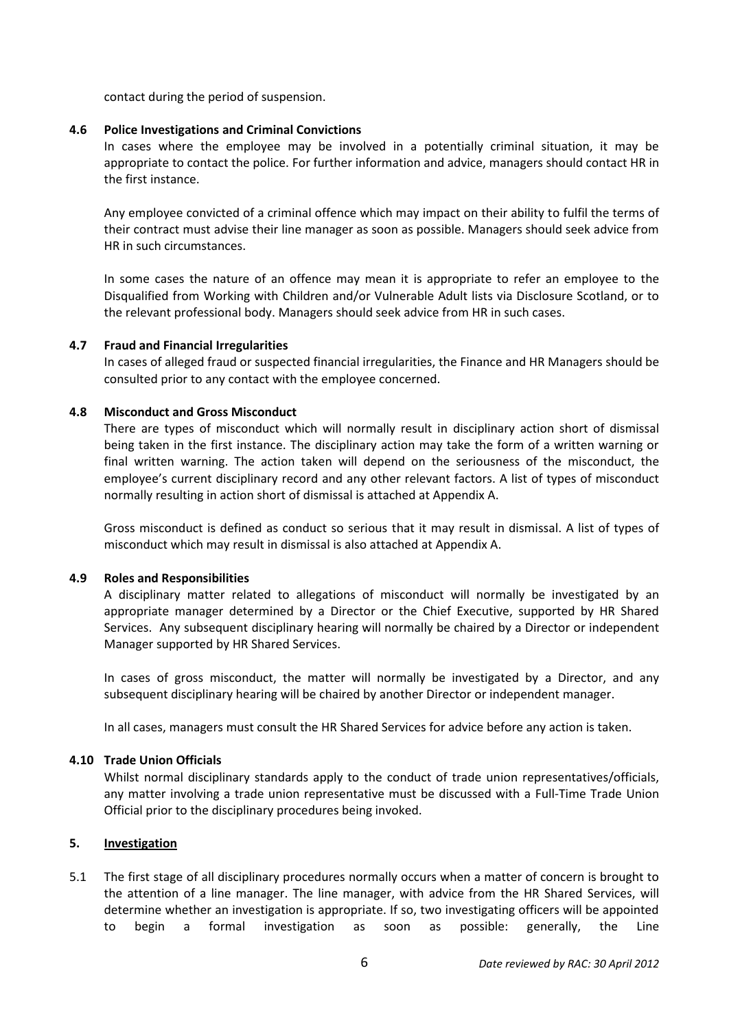contact during the period of suspension.

### 4.6 Police Investigations and Criminal Convictions

In cases where the employee may be involved in a potentially criminal situation, it may be appropriate to contact the police. For further information and advice, managers should contact HR in the first instance.

Any employee convicted of a criminal offence which may impact on their ability to fulfil the terms of their contract must advise their line manager as soon as possible. Managers should seek advice from HR in such circumstances.

In some cases the nature of an offence may mean it is appropriate to refer an employee to the Disqualified from Working with Children and/or Vulnerable Adult lists via Disclosure Scotland, or to the relevant professional body. Managers should seek advice from HR in such cases.

### 4.7 Fraud and Financial Irregularities

In cases of alleged fraud or suspected financial irregularities, the Finance and HR Managers should be consulted prior to any contact with the employee concerned.

### 4.8 Misconduct and Gross Misconduct

There are types of misconduct which will normally result in disciplinary action short of dismissal being taken in the first instance. The disciplinary action may take the form of a written warning or final written warning. The action taken will depend on the seriousness of the misconduct, the employee's current disciplinary record and any other relevant factors. A list of types of misconduct normally resulting in action short of dismissal is attached at Appendix A.

Gross misconduct is defined as conduct so serious that it may result in dismissal. A list of types of misconduct which may result in dismissal is also attached at Appendix A.

### 4.9 Roles and Responsibilities

A disciplinary matter related to allegations of misconduct will normally be investigated by an appropriate manager determined by a Director or the Chief Executive, supported by HR Shared Services. Any subsequent disciplinary hearing will normally be chaired by a Director or independent Manager supported by HR Shared Services.

In cases of gross misconduct, the matter will normally be investigated by a Director, and any subsequent disciplinary hearing will be chaired by another Director or independent manager.

In all cases, managers must consult the HR Shared Services for advice before any action is taken.

### 4.10 Trade Union Officials

Whilst normal disciplinary standards apply to the conduct of trade union representatives/officials, any matter involving a trade union representative must be discussed with a Full-Time Trade Union Official prior to the disciplinary procedures being invoked.

## 5. Investigation

5.1 The first stage of all disciplinary procedures normally occurs when a matter of concern is brought to the attention of a line manager. The line manager, with advice from the HR Shared Services, will determine whether an investigation is appropriate. If so, two investigating officers will be appointed to begin a formal investigation as soon as possible: generally, the Line

*Date reviewed by RAC: 30 April 2012*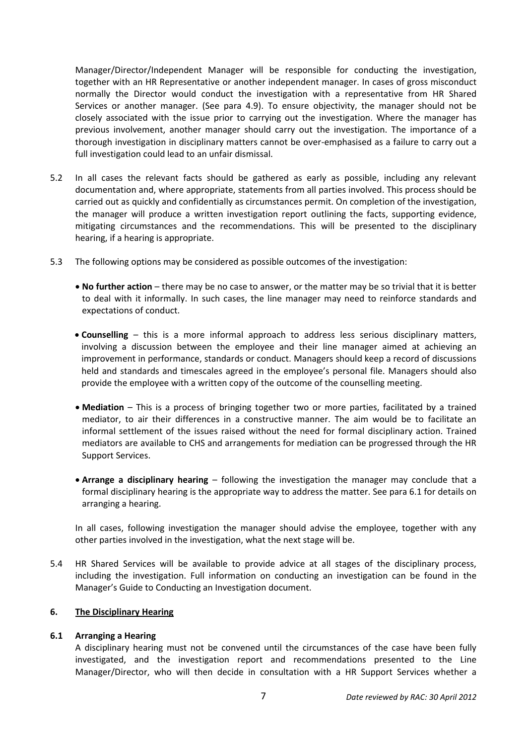Manager/Director/Independent Manager will be responsible for conducting the investigation, together with an HR Representative or another independent manager. In cases of gross misconduct normally the Director would conduct the investigation with a representative from HR Shared Services or another manager. (See para 4.9). To ensure objectivity, the manager should not be closely associated with the issue prior to carrying out the investigation. Where the manager has previous involvement, another manager should carry out the investigation. The importance of a thorough investigation in disciplinary matters cannot be over-emphasised as a failure to carry out a full investigation could lead to an unfair dismissal.

5.2 In all cases the relevant facts should be gathered as early as possible, including any relevant documentation and, where appropriate, statements from all parties involved. This process should be carried out as quickly and confidentially as circumstances permit. On completion of the investigation, the manager will produce a written investigation report outlining the facts, supporting evidence, mitigating circumstances and the recommendations. This will be presented to the disciplinary hearing, if a hearing is appropriate.

5.3 The following options may be considered as possible outcomes of the investigation:

- **No further action** – there may be no case to answer, or the matter may be so trivial that it is better to deal with it informally. In such cases, the line manager may need to reinforce standards and expectations of conduct.

- **Counselling** – this is a more informal approach to address less serious disciplinary matters, involving a discussion between the employee and their line manager aimed at achieving an improvement in performance, standards or conduct. Managers should keep a record of discussions held and standards and timescales agreed in the employee's personal file. Managers should also provide the employee with a written copy of the outcome of the counselling meeting.

- **Mediation** – This is a process of bringing together two or more parties, facilitated by a trained mediator, to air their differences in a constructive manner. The aim would be to facilitate an informal settlement of the issues raised without the need for formal disciplinary action. Trained mediators are available to CHS and arrangements for mediation can be progressed through the HR Support Services.

- **Arrange a disciplinary hearing** – following the investigation the manager may conclude that a formal disciplinary hearing is the appropriate way to address the matter. See para 6.1 for details on arranging a hearing.

In all cases, following investigation the manager should advise the employee, together with any other parties involved in the investigation, what the next stage will be.

5.4 HR Shared Services will be available to provide advice at all stages of the disciplinary process, including the investigation. Full information on conducting an investigation can be found in the Manager's Guide to Conducting an Investigation document.

## 6. The Disciplinary Hearing

### 6.1 Arranging a Hearing

A disciplinary hearing must not be convened until the circumstances of the case have been fully investigated, and the investigation report and recommendations presented to the Line Manager/Director, who will then decide in consultation with a HR Support Services whether a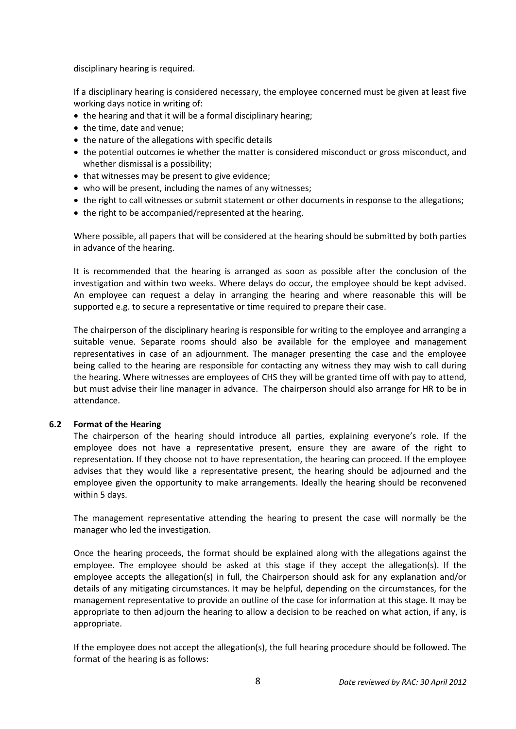disciplinary hearing is required.

If a disciplinary hearing is considered necessary, the employee concerned must be given at least five working days notice in writing of:

- the hearing and that it will be a formal disciplinary hearing;
- the time, date and venue;
- the nature of the allegations with specific details
- the potential outcomes ie whether the matter is considered misconduct or gross misconduct, and whether dismissal is a possibility;
- that witnesses may be present to give evidence;
- who will be present, including the names of any witnesses;
- the right to call witnesses or submit statement or other documents in response to the allegations;
- the right to be accompanied/represented at the hearing.

Where possible, all papers that will be considered at the hearing should be submitted by both parties in advance of the hearing.

It is recommended that the hearing is arranged as soon as possible after the conclusion of the investigation and within two weeks. Where delays do occur, the employee should be kept advised. An employee can request a delay in arranging the hearing and where reasonable this will be supported e.g. to secure a representative or time required to prepare their case.

The chairperson of the disciplinary hearing is responsible for writing to the employee and arranging a suitable venue. Separate rooms should also be available for the employee and management representatives in case of an adjournment. The manager presenting the case and the employee being called to the hearing are responsible for contacting any witness they may wish to call during the hearing. Where witnesses are employees of CHS they will be granted time off with pay to attend, but must advise their line manager in advance. The chairperson should also arrange for HR to be in attendance.

### 6.2 Format of the Hearing

The chairperson of the hearing should introduce all parties, explaining everyone's role. If the employee does not have a representative present, ensure they are aware of the right to representation. If they choose not to have representation, the hearing can proceed. If the employee advises that they would like a representative present, the hearing should be adjourned and the employee given the opportunity to make arrangements. Ideally the hearing should be reconvened within 5 days.

The management representative attending the hearing to present the case will normally be the manager who led the investigation.

Once the hearing proceeds, the format should be explained along with the allegations against the employee. The employee should be asked at this stage if they accept the allegation(s). If the employee accepts the allegation(s) in full, the Chairperson should ask for any explanation and/or details of any mitigating circumstances. It may be helpful, depending on the circumstances, for the management representative to provide an outline of the case for information at this stage. It may be appropriate to then adjourn the hearing to allow a decision to be reached on what action, if any, is appropriate.

If the employee does not accept the allegation(s), the full hearing procedure should be followed. The format of the hearing is as follows: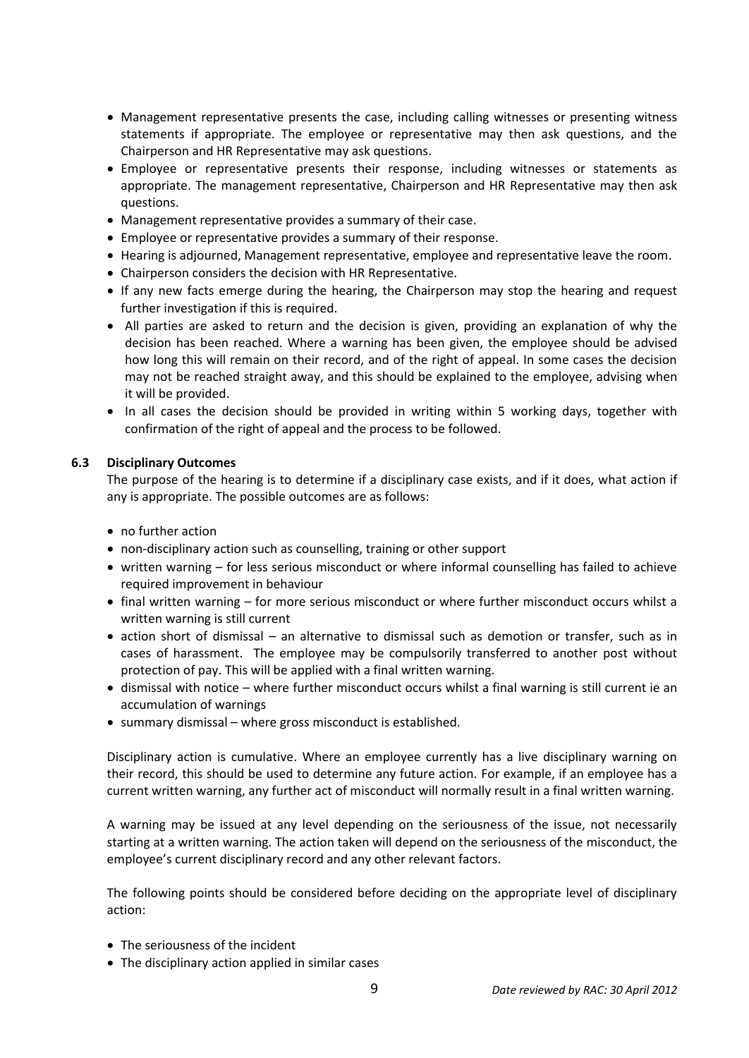- Management representative presents the case, including calling witnesses or presenting witness statements if appropriate. The employee or representative may then ask questions, and the Chairperson and HR Representative may ask questions.
- Employee or representative presents their response, including witnesses or statements as appropriate. The management representative, Chairperson and HR Representative may then ask questions.
- Management representative provides a summary of their case.
- Employee or representative provides a summary of their response.
- Hearing is adjourned, Management representative, employee and representative leave the room.
- Chairperson considers the decision with HR Representative.
- If any new facts emerge during the hearing, the Chairperson may stop the hearing and request further investigation if this is required.
- All parties are asked to return and the decision is given, providing an explanation of why the decision has been reached. Where a warning has been given, the employee should be advised how long this will remain on their record, and of the right of appeal. In some cases the decision may not be reached straight away, and this should be explained to the employee, advising when it will be provided.
- In all cases the decision should be provided in writing within 5 working days, together with confirmation of the right of appeal and the process to be followed.

### 6.3 Disciplinary Outcomes

The purpose of the hearing is to determine if a disciplinary case exists, and if it does, what action if any is appropriate. The possible outcomes are as follows:

- no further action
- non-disciplinary action such as counselling, training or other support
- written warning – for less serious misconduct or where informal counselling has failed to achieve required improvement in behaviour
- final written warning – for more serious misconduct or where further misconduct occurs whilst a written warning is still current
- action short of dismissal – an alternative to dismissal such as demotion or transfer, such as in cases of harassment. The employee may be compulsorily transferred to another post without protection of pay. This will be applied with a final written warning.
- dismissal with notice – where further misconduct occurs whilst a final warning is still current ie an accumulation of warnings
- summary dismissal – where gross misconduct is established.

Disciplinary action is cumulative. Where an employee currently has a live disciplinary warning on their record, this should be used to determine any future action. For example, if an employee has a current written warning, any further act of misconduct will normally result in a final written warning.

A warning may be issued at any level depending on the seriousness of the issue, not necessarily starting at a written warning. The action taken will depend on the seriousness of the misconduct, the employee's current disciplinary record and any other relevant factors.

The following points should be considered before deciding on the appropriate level of disciplinary action:

- The seriousness of the incident
- The disciplinary action applied in similar cases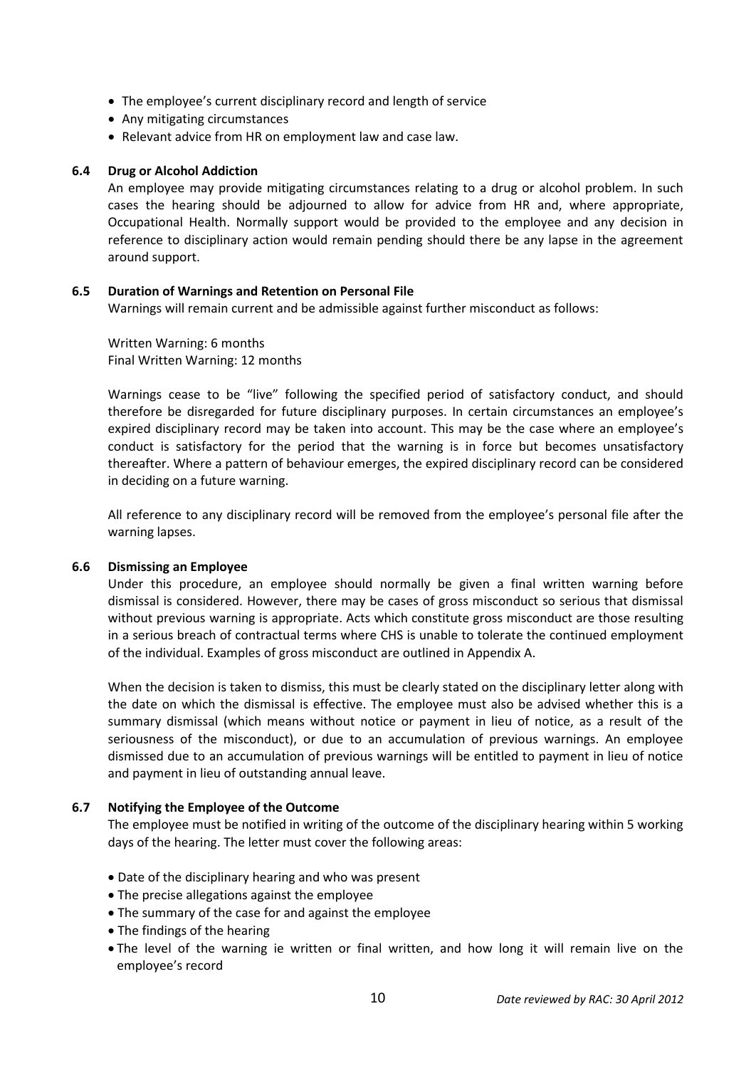- The employee's current disciplinary record and length of service
- Any mitigating circumstances
- Relevant advice from HR on employment law and case law.

### 6.4 Drug or Alcohol Addiction

An employee may provide mitigating circumstances relating to a drug or alcohol problem. In such cases the hearing should be adjourned to allow for advice from HR and, where appropriate, Occupational Health. Normally support would be provided to the employee and any decision in reference to disciplinary action would remain pending should there be any lapse in the agreement around support.

### 6.5 Duration of Warnings and Retention on Personal File

Warnings will remain current and be admissible against further misconduct as follows:

Written Warning: 6 months
Final Written Warning: 12 months

Warnings cease to be "live" following the specified period of satisfactory conduct, and should therefore be disregarded for future disciplinary purposes. In certain circumstances an employee's expired disciplinary record may be taken into account. This may be the case where an employee's conduct is satisfactory for the period that the warning is in force but becomes unsatisfactory thereafter. Where a pattern of behaviour emerges, the expired disciplinary record can be considered in deciding on a future warning.

All reference to any disciplinary record will be removed from the employee's personal file after the warning lapses.

### 6.6 Dismissing an Employee

Under this procedure, an employee should normally be given a final written warning before dismissal is considered. However, there may be cases of gross misconduct so serious that dismissal without previous warning is appropriate. Acts which constitute gross misconduct are those resulting in a serious breach of contractual terms where CHS is unable to tolerate the continued employment of the individual. Examples of gross misconduct are outlined in Appendix A.

When the decision is taken to dismiss, this must be clearly stated on the disciplinary letter along with the date on which the dismissal is effective. The employee must also be advised whether this is a summary dismissal (which means without notice or payment in lieu of notice, as a result of the seriousness of the misconduct), or due to an accumulation of previous warnings. An employee dismissed due to an accumulation of previous warnings will be entitled to payment in lieu of notice and payment in lieu of outstanding annual leave.

### 6.7 Notifying the Employee of the Outcome

The employee must be notified in writing of the outcome of the disciplinary hearing within 5 working days of the hearing. The letter must cover the following areas:

- Date of the disciplinary hearing and who was present
- The precise allegations against the employee
- The summary of the case for and against the employee
- The findings of the hearing
- The level of the warning ie written or final written, and how long it will remain live on the employee's record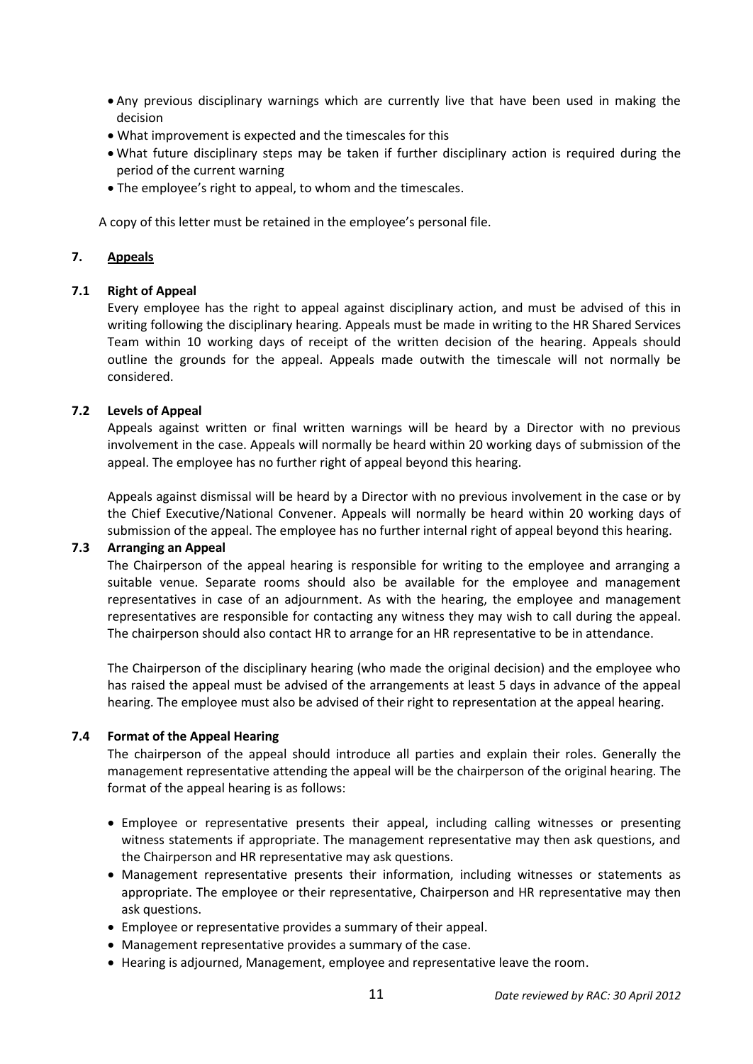- Any previous disciplinary warnings which are currently live that have been used in making the decision
- What improvement is expected and the timescales for this
- What future disciplinary steps may be taken if further disciplinary action is required during the period of the current warning
- The employee's right to appeal, to whom and the timescales.

A copy of this letter must be retained in the employee's personal file.

## 7. Appeals

### 7.1 Right of Appeal

Every employee has the right to appeal against disciplinary action, and must be advised of this in writing following the disciplinary hearing. Appeals must be made in writing to the HR Shared Services Team within 10 working days of receipt of the written decision of the hearing. Appeals should outline the grounds for the appeal. Appeals made outwith the timescale will not normally be considered.

### 7.2 Levels of Appeal

Appeals against written or final written warnings will be heard by a Director with no previous involvement in the case. Appeals will normally be heard within 20 working days of submission of the appeal. The employee has no further right of appeal beyond this hearing.

Appeals against dismissal will be heard by a Director with no previous involvement in the case or by the Chief Executive/National Convener. Appeals will normally be heard within 20 working days of submission of the appeal. The employee has no further internal right of appeal beyond this hearing.

### 7.3 Arranging an Appeal

The Chairperson of the appeal hearing is responsible for writing to the employee and arranging a suitable venue. Separate rooms should also be available for the employee and management representatives in case of an adjournment. As with the hearing, the employee and management representatives are responsible for contacting any witness they may wish to call during the appeal. The chairperson should also contact HR to arrange for an HR representative to be in attendance.

The Chairperson of the disciplinary hearing (who made the original decision) and the employee who has raised the appeal must be advised of the arrangements at least 5 days in advance of the appeal hearing. The employee must also be advised of their right to representation at the appeal hearing.

### 7.4 Format of the Appeal Hearing

The chairperson of the appeal should introduce all parties and explain their roles. Generally the management representative attending the appeal will be the chairperson of the original hearing. The format of the appeal hearing is as follows:

- Employee or representative presents their appeal, including calling witnesses or presenting witness statements if appropriate. The management representative may then ask questions, and the Chairperson and HR representative may ask questions.
- Management representative presents their information, including witnesses or statements as appropriate. The employee or their representative, Chairperson and HR representative may then ask questions.
- Employee or representative provides a summary of their appeal.
- Management representative provides a summary of the case.
- Hearing is adjourned, Management, employee and representative leave the room.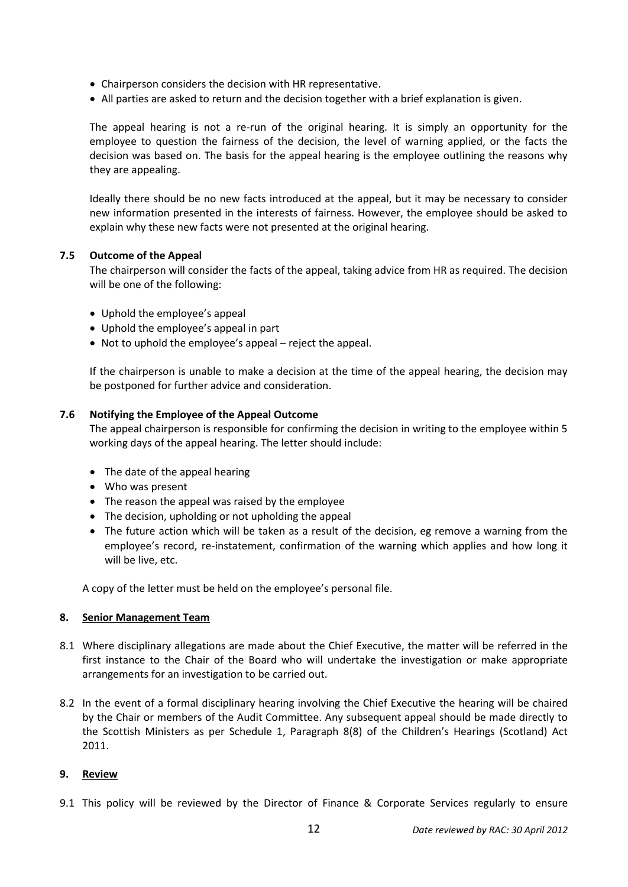- Chairperson considers the decision with HR representative.
- All parties are asked to return and the decision together with a brief explanation is given.

The appeal hearing is not a re-run of the original hearing. It is simply an opportunity for the employee to question the fairness of the decision, the level of warning applied, or the facts the decision was based on. The basis for the appeal hearing is the employee outlining the reasons why they are appealing.

Ideally there should be no new facts introduced at the appeal, but it may be necessary to consider new information presented in the interests of fairness. However, the employee should be asked to explain why these new facts were not presented at the original hearing.

### 7.5 Outcome of the Appeal

The chairperson will consider the facts of the appeal, taking advice from HR as required. The decision will be one of the following:

- Uphold the employee's appeal
- Uphold the employee's appeal in part
- Not to uphold the employee's appeal – reject the appeal.

If the chairperson is unable to make a decision at the time of the appeal hearing, the decision may be postponed for further advice and consideration.

### 7.6 Notifying the Employee of the Appeal Outcome

The appeal chairperson is responsible for confirming the decision in writing to the employee within 5 working days of the appeal hearing. The letter should include:

- The date of the appeal hearing
- Who was present
- The reason the appeal was raised by the employee
- The decision, upholding or not upholding the appeal
- The future action which will be taken as a result of the decision, eg remove a warning from the employee's record, re-instatement, confirmation of the warning which applies and how long it will be live, etc.

A copy of the letter must be held on the employee's personal file.

## 8. Senior Management Team

8.1 Where disciplinary allegations are made about the Chief Executive, the matter will be referred in the first instance to the Chair of the Board who will undertake the investigation or make appropriate arrangements for an investigation to be carried out.

8.2 In the event of a formal disciplinary hearing involving the Chief Executive the hearing will be chaired by the Chair or members of the Audit Committee. Any subsequent appeal should be made directly to the Scottish Ministers as per Schedule 1, Paragraph 8(8) of the Children's Hearings (Scotland) Act 2011.

## 9. Review

9.1 This policy will be reviewed by the Director of Finance & Corporate Services regularly to ensure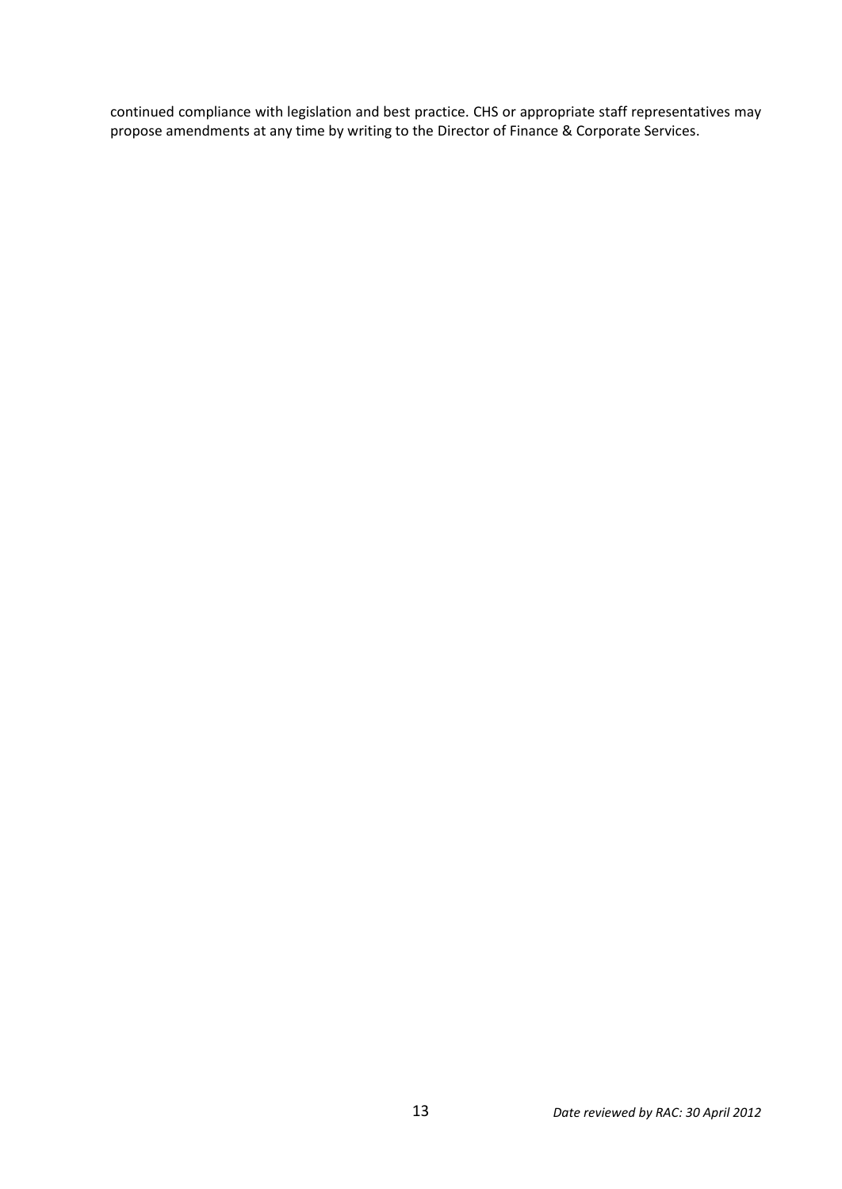continued compliance with legislation and best practice. CHS or appropriate staff representatives may propose amendments at any time by writing to the Director of Finance & Corporate Services.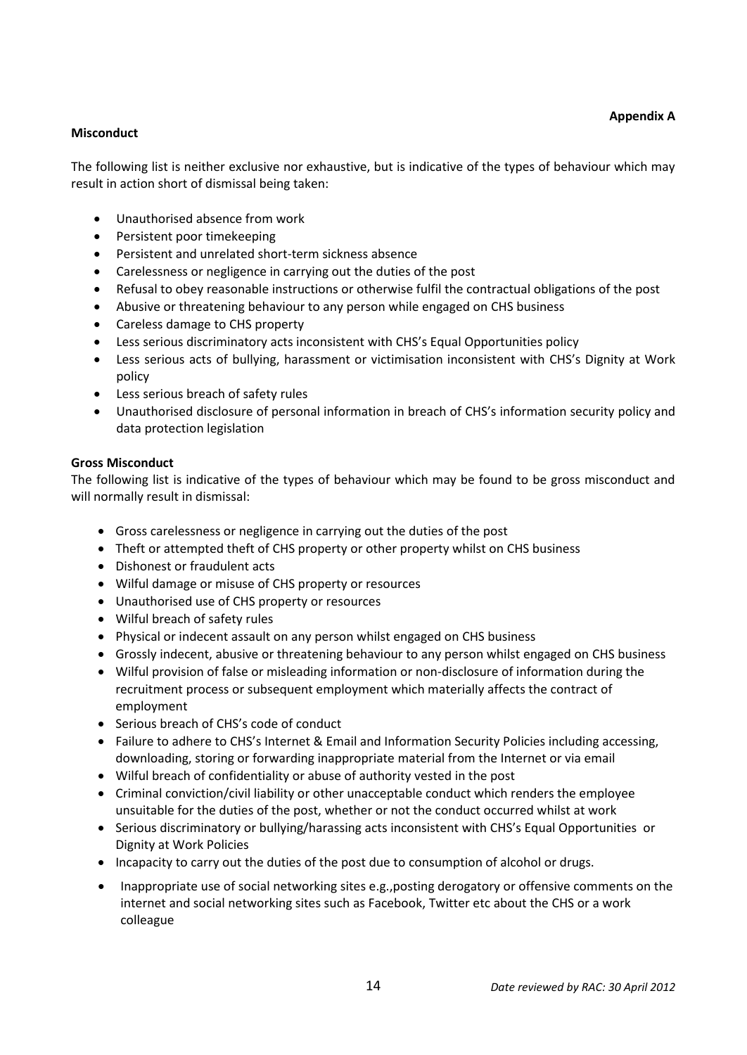**Appendix A**

**Misconduct**

The following list is neither exclusive nor exhaustive, but is indicative of the types of behaviour which may result in action short of dismissal being taken:

- Unauthorised absence from work
- Persistent poor timekeeping
- Persistent and unrelated short-term sickness absence
- Carelessness or negligence in carrying out the duties of the post
- Refusal to obey reasonable instructions or otherwise fulfil the contractual obligations of the post
- Abusive or threatening behaviour to any person while engaged on CHS business
- Careless damage to CHS property
- Less serious discriminatory acts inconsistent with CHS's Equal Opportunities policy
- Less serious acts of bullying, harassment or victimisation inconsistent with CHS's Dignity at Work policy
- Less serious breach of safety rules
- Unauthorised disclosure of personal information in breach of CHS's information security policy and data protection legislation

**Gross Misconduct**

The following list is indicative of the types of behaviour which may be found to be gross misconduct and will normally result in dismissal:

- Gross carelessness or negligence in carrying out the duties of the post
- Theft or attempted theft of CHS property or other property whilst on CHS business
- Dishonest or fraudulent acts
- Wilful damage or misuse of CHS property or resources
- Unauthorised use of CHS property or resources
- Wilful breach of safety rules
- Physical or indecent assault on any person whilst engaged on CHS business
- Grossly indecent, abusive or threatening behaviour to any person whilst engaged on CHS business
- Wilful provision of false or misleading information or non-disclosure of information during the recruitment process or subsequent employment which materially affects the contract of employment
- Serious breach of CHS's code of conduct
- Failure to adhere to CHS's Internet & Email and Information Security Policies including accessing, downloading, storing or forwarding inappropriate material from the Internet or via email
- Wilful breach of confidentiality or abuse of authority vested in the post
- Criminal conviction/civil liability or other unacceptable conduct which renders the employee unsuitable for the duties of the post, whether or not the conduct occurred whilst at work
- Serious discriminatory or bullying/harassing acts inconsistent with CHS's Equal Opportunities or Dignity at Work Policies
- Incapacity to carry out the duties of the post due to consumption of alcohol or drugs.
- Inappropriate use of social networking sites e.g.,posting derogatory or offensive comments on the internet and social networking sites such as Facebook, Twitter etc about the CHS or a work colleague

*Date reviewed by RAC: 30 April 2012*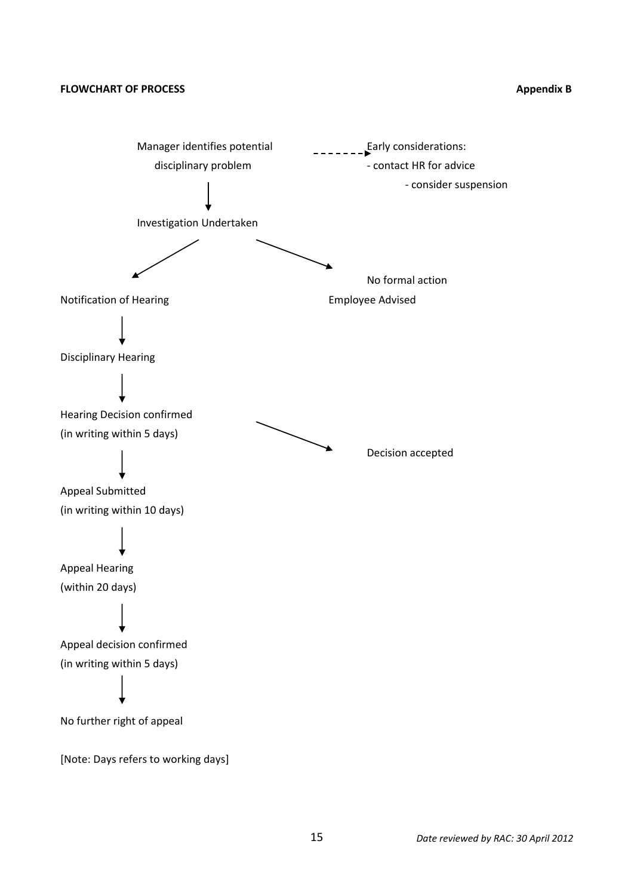**FLOWCHART OF PROCESS** **Appendix B**

Manager identifies potential disciplinary problem

Early considerations:
- contact HR for advice
- consider suspension

Investigation Undertaken

No formal action
Employee Advised

Notification of Hearing

Disciplinary Hearing

Hearing Decision confirmed
(in writing within 5 days)

Decision accepted

Appeal Submitted
(in writing within 10 days)

Appeal Hearing
(within 20 days)

Appeal decision confirmed
(in writing within 5 days)

No further right of appeal

[Note: Days refers to working days]

*Date reviewed by RAC: 30 April 2012*